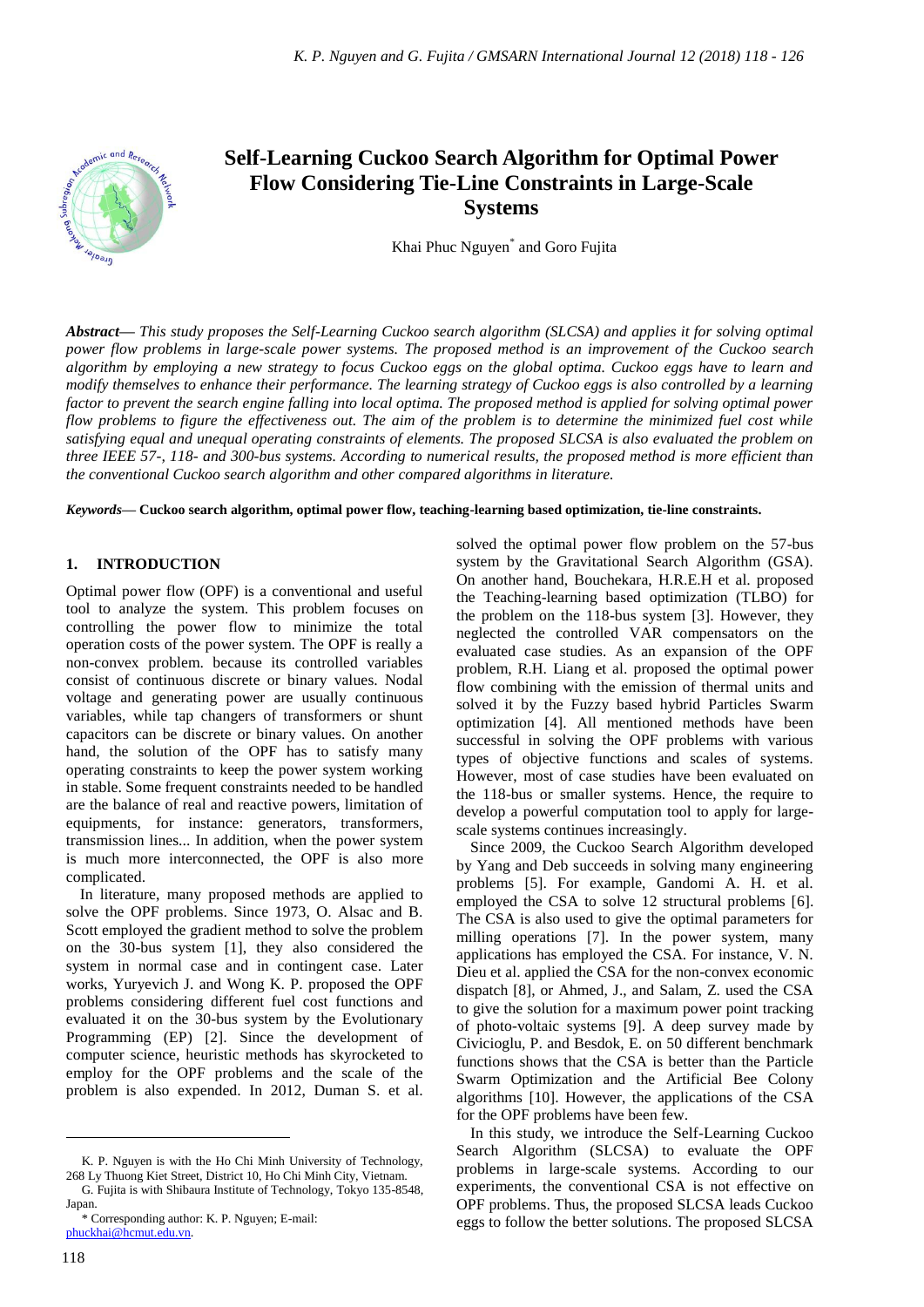# Self-Learning Cuckoo Search Algorithm for Optimal Power Flow Considering Tie-Line Constraints in Large-Scale Systems

Khai Phuc Nguyen* and Goro Fujita

***Abstract*****—** *This study proposes the Self-Learning Cuckoo search algorithm (SLCSA) and applies it for solving optimal power flow problems in large-scale power systems. The proposed method is an improvement of the Cuckoo search algorithm by employing a new strategy to focus Cuckoo eggs on the global optima. Cuckoo eggs have to learn and modify themselves to enhance their performance. The learning strategy of Cuckoo eggs is also controlled by a learning factor to prevent the search engine falling into local optima. The proposed method is applied for solving optimal power flow problems to figure the effectiveness out. The aim of the problem is to determine the minimized fuel cost while satisfying equal and unequal operating constraints of elements. The proposed SLCSA is also evaluated the problem on three IEEE 57-, 118- and 300-bus systems. According to numerical results, the proposed method is more efficient than the conventional Cuckoo search algorithm and other compared algorithms in literature.*

***Keywords*****— Cuckoo search algorithm, optimal power flow, teaching-learning based optimization, tie-line constraints.**

## 1. INTRODUCTION

Optimal power flow (OPF) is a conventional and useful tool to analyze the system. This problem focuses on controlling the power flow to minimize the total operation costs of the power system. The OPF is really a non-convex problem. because its controlled variables consist of continuous discrete or binary values. Nodal voltage and generating power are usually continuous variables, while tap changers of transformers or shunt capacitors can be discrete or binary values. On another hand, the solution of the OPF has to satisfy many operating constraints to keep the power system working in stable. Some frequent constraints needed to be handled are the balance of real and reactive powers, limitation of equipments, for instance: generators, transformers, transmission lines... In addition, when the power system is much more interconnected, the OPF is also more complicated.

In literature, many proposed methods are applied to solve the OPF problems. Since 1973, O. Alsac and B. Scott employed the gradient method to solve the problem on the 30-bus system [1], they also considered the system in normal case and in contingent case. Later works, Yuryevich J. and Wong K. P. proposed the OPF problems considering different fuel cost functions and evaluated it on the 30-bus system by the Evolutionary Programming (EP) [2]. Since the development of computer science, heuristic methods has skyrocketed to employ for the OPF problems and the scale of the problem is also expended. In 2012, Duman S. et al. solved the optimal power flow problem on the 57-bus system by the Gravitational Search Algorithm (GSA). On another hand, Bouchekara, H.R.E.H et al. proposed the Teaching-learning based optimization (TLBO) for the problem on the 118-bus system [3]. However, they neglected the controlled VAR compensators on the evaluated case studies. As an expansion of the OPF problem, R.H. Liang et al. proposed the optimal power flow combining with the emission of thermal units and solved it by the Fuzzy based hybrid Particles Swarm optimization [4]. All mentioned methods have been successful in solving the OPF problems with various types of objective functions and scales of systems. However, most of case studies have been evaluated on the 118-bus or smaller systems. Hence, the require to develop a powerful computation tool to apply for large-scale systems continues increasingly.

Since 2009, the Cuckoo Search Algorithm developed by Yang and Deb succeeds in solving many engineering problems [5]. For example, Gandomi A. H. et al. employed the CSA to solve 12 structural problems [6]. The CSA is also used to give the optimal parameters for milling operations [7]. In the power system, many applications has employed the CSA. For instance, V. N. Dieu et al. applied the CSA for the non-convex economic dispatch [8], or Ahmed, J., and Salam, Z. used the CSA to give the solution for a maximum power point tracking of photo-voltaic systems [9]. A deep survey made by Civicioglu, P. and Besdok, E. on 50 different benchmark functions shows that the CSA is better than the Particle Swarm Optimization and the Artificial Bee Colony algorithms [10]. However, the applications of the CSA for the OPF problems have been few.

In this study, we introduce the Self-Learning Cuckoo Search Algorithm (SLCSA) to evaluate the OPF problems in large-scale systems. According to our experiments, the conventional CSA is not effective on OPF problems. Thus, the proposed SLCSA leads Cuckoo eggs to follow the better solutions. The proposed SLCSA

---

K. P. Nguyen is with the Ho Chi Minh University of Technology, 268 Ly Thuong Kiet Street, District 10, Ho Chi Minh City, Vietnam.

G. Fujita is with Shibaura Institute of Technology, Tokyo 135-8548, Japan.

\* Corresponding author: K. P. Nguyen; E-mail: phuckhai@hcmut.edu.vn.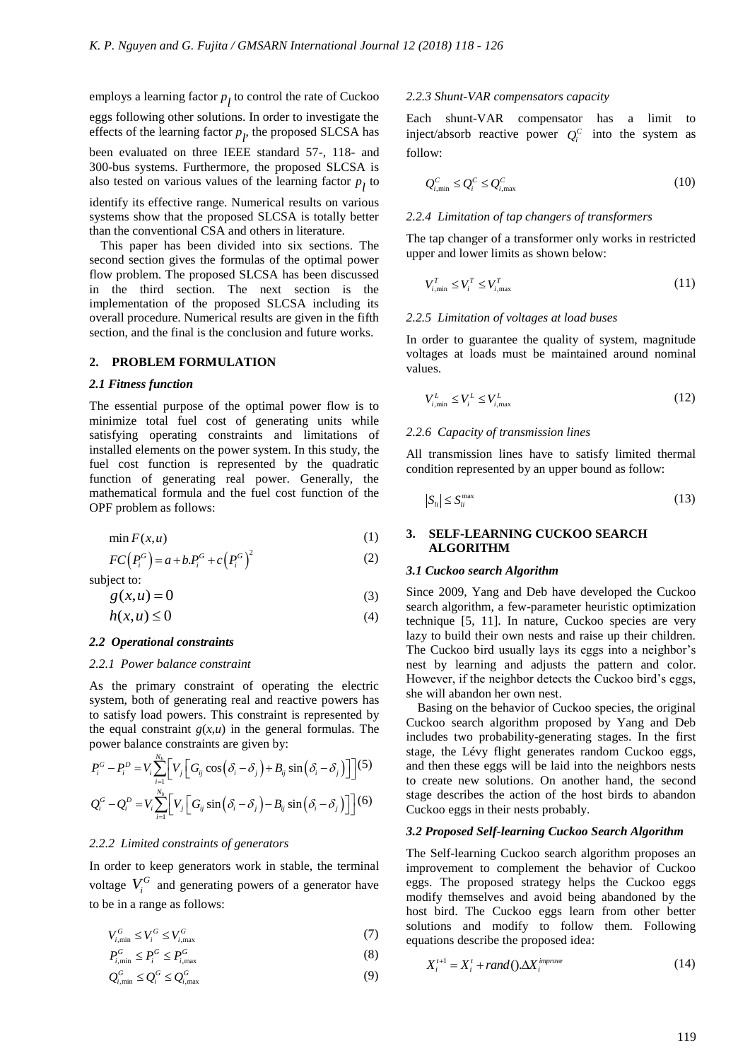employs a learning factor $p_l$ to control the rate of Cuckoo eggs following other solutions. In order to investigate the effects of the learning factor $p_l$, the proposed SLCSA has been evaluated on three IEEE standard 57-, 118- and 300-bus systems. Furthermore, the proposed SLCSA is also tested on various values of the learning factor $p_l$ to identify its effective range. Numerical results on various systems show that the proposed SLCSA is totally better than the conventional CSA and others in literature.

This paper has been divided into six sections. The second section gives the formulas of the optimal power flow problem. The proposed SLCSA has been discussed in the third section. The next section is the implementation of the proposed SLCSA including its overall procedure. Numerical results are given in the fifth section, and the final is the conclusion and future works.

## 2. PROBLEM FORMULATION

### 2.1 Fitness function

The essential purpose of the optimal power flow is to minimize total fuel cost of generating units while satisfying operating constraints and limitations of installed elements on the power system. In this study, the fuel cost function is represented by the quadratic function of generating real power. Generally, the mathematical formula and the fuel cost function of the OPF problem as follows:

$$\min F(x,u) \tag{1}$$

$$FC\left(P_i^G\right) = a + b.P_i^G + c\left(P_i^G\right)^2 \tag{2}$$

subject to:

$$g(x,u) = 0 \tag{3}$$

$$h(x,u) \le 0 \tag{4}$$

### 2.2 Operational constraints

#### 2.2.1 Power balance constraint

As the primary constraint of operating the electric system, both of generating real and reactive powers has to satisfy load powers. This constraint is represented by the equal constraint $g(x,u)$ in the general formulas. The power balance constraints are given by:

$$P_i^G - P_i^D = V_i \sum_{i=1}^{N_b} \left[ V_j \left[ G_{ij} \cos\left(\delta_i - \delta_j\right) + B_{ij} \sin\left(\delta_i - \delta_j\right) \right] \right] \tag{5}$$

$$Q_i^G - Q_i^D = V_i \sum_{i=1}^{N_b} \left[ V_j \left[ G_{ij} \sin\left(\delta_i - \delta_j\right) - B_{ij} \sin\left(\delta_i - \delta_j\right) \right] \right] \tag{6}$$

#### 2.2.2 Limited constraints of generators

In order to keep generators work in stable, the terminal voltage $V_i^G$ and generating powers of a generator have to be in a range as follows:

$$V_{i,\min}^G \le V_i^G \le V_{i,\max}^G \tag{7}$$

$$P_{i,\min}^G \le P_i^G \le P_{i,\max}^G \tag{8}$$

$$Q_{i,\min}^G \le Q_i^G \le Q_{i,\max}^G \tag{9}$$

#### 2.2.3 Shunt-VAR compensators capacity

Each shunt-VAR compensator has a limit to inject/absorb reactive power $Q_i^C$ into the system as follow:

$$Q_{i,\min}^C \le Q_i^C \le Q_{i,\max}^C \tag{10}$$

#### 2.2.4 Limitation of tap changers of transformers

The tap changer of a transformer only works in restricted upper and lower limits as shown below:

$$V_{i,\min}^T \le V_i^T \le V_{i,\max}^T \tag{11}$$

#### 2.2.5 Limitation of voltages at load buses

In order to guarantee the quality of system, magnitude voltages at loads must be maintained around nominal values.

$$V_{i,\min}^L \le V_i^L \le V_{i,\max}^L \tag{12}$$

#### 2.2.6 Capacity of transmission lines

All transmission lines have to satisfy limited thermal condition represented by an upper bound as follow:

$$\left|S_{li}\right| \le S_{li}^{\max} \tag{13}$$

## 3. SELF-LEARNING CUCKOO SEARCH ALGORITHM

### 3.1 Cuckoo search Algorithm

Since 2009, Yang and Deb have developed the Cuckoo search algorithm, a few-parameter heuristic optimization technique [5, 11]. In nature, Cuckoo species are very lazy to build their own nests and raise up their children. The Cuckoo bird usually lays its eggs into a neighbor's nest by learning and adjusts the pattern and color. However, if the neighbor detects the Cuckoo bird's eggs, she will abandon her own nest.

Basing on the behavior of Cuckoo species, the original Cuckoo search algorithm proposed by Yang and Deb includes two probability-generating stages. In the first stage, the Lévy flight generates random Cuckoo eggs, and then these eggs will be laid into the neighbors nests to create new solutions. On another hand, the second stage describes the action of the host birds to abandon Cuckoo eggs in their nests probably.

### 3.2 Proposed Self-learning Cuckoo Search Algorithm

The Self-learning Cuckoo search algorithm proposes an improvement to complement the behavior of Cuckoo eggs. The proposed strategy helps the Cuckoo eggs modify themselves and avoid being abandoned by the host bird. The Cuckoo eggs learn from other better solutions and modify to follow them. Following equations describe the proposed idea:

$$X_i^{t+1} = X_i^t + rand().\Delta X_i^{improve} \tag{14}$$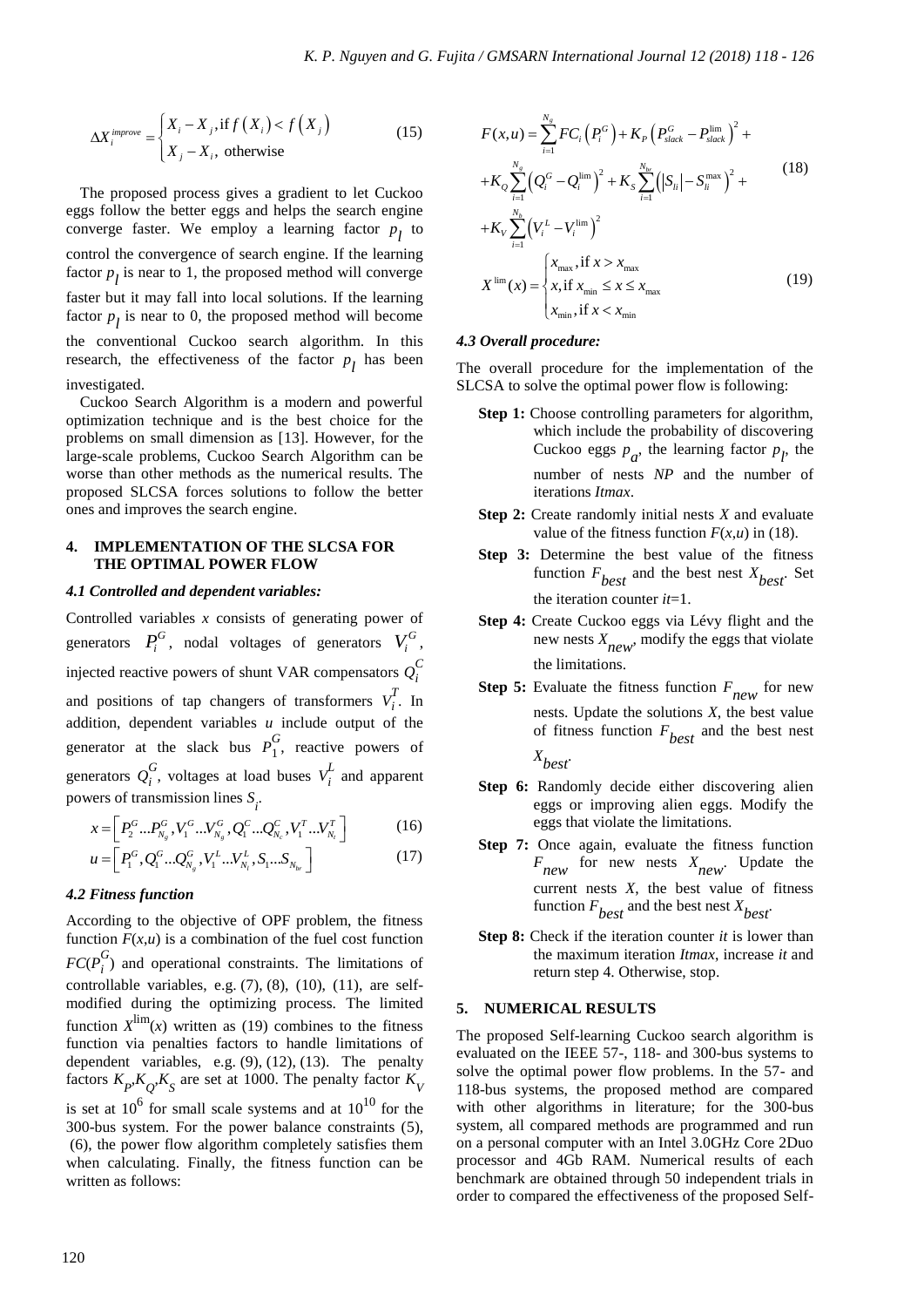$$\Delta X_i^{improve} = \begin{cases} X_i - X_j, \text{if } f(X_i) < f(X_j) \\ X_j - X_i, \text{ otherwise} \end{cases} \quad (15)$$

The proposed process gives a gradient to let Cuckoo eggs follow the better eggs and helps the search engine converge faster. We employ a learning factor $p_l$ to control the convergence of search engine. If the learning factor $p_l$ is near to 1, the proposed method will converge faster but it may fall into local solutions. If the learning factor $p_l$ is near to 0, the proposed method will become the conventional Cuckoo search algorithm. In this research, the effectiveness of the factor $p_l$ has been investigated.

Cuckoo Search Algorithm is a modern and powerful optimization technique and is the best choice for the problems on small dimension as [13]. However, for the large-scale problems, Cuckoo Search Algorithm can be worse than other methods as the numerical results. The proposed SLCSA forces solutions to follow the better ones and improves the search engine.

## 4. IMPLEMENTATION OF THE SLCSA FOR THE OPTIMAL POWER FLOW

### 4.1 Controlled and dependent variables:

Controlled variables $x$ consists of generating power of generators $P_i^G$, nodal voltages of generators $V_i^G$, injected reactive powers of shunt VAR compensators $Q_i^C$ and positions of tap changers of transformers $V_i^T$. In addition, dependent variables $u$ include output of the generator at the slack bus $P_1^G$, reactive powers of generators $Q_i^G$, voltages at load buses $V_i^L$ and apparent powers of transmission lines $S_i$.

$$x = \left[ P_2^G ... P_{N_g}^G, V_1^G ... V_{N_g}^G, Q_1^C ... Q_{N_c}^C, V_1^T ... V_{N_t}^T \right] \quad (16)$$

$$u = \left[ P_1^G, Q_1^G ... Q_{N_g}^G, V_1^L ... V_{N_l}^L, S_1 ... S_{N_{br}} \right] \quad (17)$$

### 4.2 Fitness function

According to the objective of OPF problem, the fitness function $F(x,u)$ is a combination of the fuel cost function $FC(P_i^G)$ and operational constraints. The limitations of controllable variables, e.g. (7), (8), (10), (11), are self-modified during the optimizing process. The limited function $X^{\lim}(x)$ written as (19) combines to the fitness function via penalties factors to handle limitations of dependent variables, e.g. (9), (12), (13). The penalty factors $K_P, K_Q, K_S$ are set at 1000. The penalty factor $K_V$ is set at $10^6$ for small scale systems and at $10^{10}$ for the 300-bus system. For the power balance constraints (5), (6), the power flow algorithm completely satisfies them when calculating. Finally, the fitness function can be written as follows:

$$\begin{aligned} F(x,u) &= \sum_{i=1}^{N_g} FC_i\left(P_i^G\right) + K_P\left(P_{slack}^G - P_{slack}^{\lim}\right)^2 + \\ &+ K_Q \sum_{i=1}^{N_g}\left(Q_i^G - Q_i^{\lim}\right)^2 + K_S \sum_{i=1}^{N_{br}}\left(\left|S_{li}\right| - S_{li}^{\max}\right)^2 + \\ &+ K_V \sum_{i=1}^{N_b}\left(V_i^L - V_i^{\lim}\right)^2 \end{aligned} \quad (18)$$

$$X^{\lim}(x) = \begin{cases} x_{\max}, \text{if } x > x_{\max} \\ x, \text{if } x_{\min} \le x \le x_{\max} \\ x_{\min}, \text{if } x < x_{\min} \end{cases} \quad (19)$$

### 4.3 Overall procedure:

The overall procedure for the implementation of the SLCSA to solve the optimal power flow is following:

- **Step 1:** Choose controlling parameters for algorithm, which include the probability of discovering Cuckoo eggs $p_a$, the learning factor $p_l$, the number of nests *NP* and the number of iterations *Itmax*.
- **Step 2:** Create randomly initial nests $X$ and evaluate value of the fitness function $F(x,u)$ in (18).
- **Step 3:** Determine the best value of the fitness function $F_{best}$ and the best nest $X_{best}$. Set the iteration counter $it$=1.
- **Step 4:** Create Cuckoo eggs via Lévy flight and the new nests $X_{new}$, modify the eggs that violate the limitations.
- **Step 5:** Evaluate the fitness function $F_{new}$ for new nests. Update the solutions $X$, the best value of fitness function $F_{best}$ and the best nest $X_{best}$.
- **Step 6:** Randomly decide either discovering alien eggs or improving alien eggs. Modify the eggs that violate the limitations.
- **Step 7:** Once again, evaluate the fitness function $F_{new}$ for new nests $X_{new}$. Update the current nests $X$, the best value of fitness function $F_{best}$ and the best nest $X_{best}$.
- **Step 8:** Check if the iteration counter $it$ is lower than the maximum iteration *Itmax*, increase $it$ and return step 4. Otherwise, stop.

## 5. NUMERICAL RESULTS

The proposed Self-learning Cuckoo search algorithm is evaluated on the IEEE 57-, 118- and 300-bus systems to solve the optimal power flow problems. In the 57- and 118-bus systems, the proposed method are compared with other algorithms in literature; for the 300-bus system, all compared methods are programmed and run on a personal computer with an Intel 3.0GHz Core 2Duo processor and 4Gb RAM. Numerical results of each benchmark are obtained through 50 independent trials in order to compared the effectiveness of the proposed Self-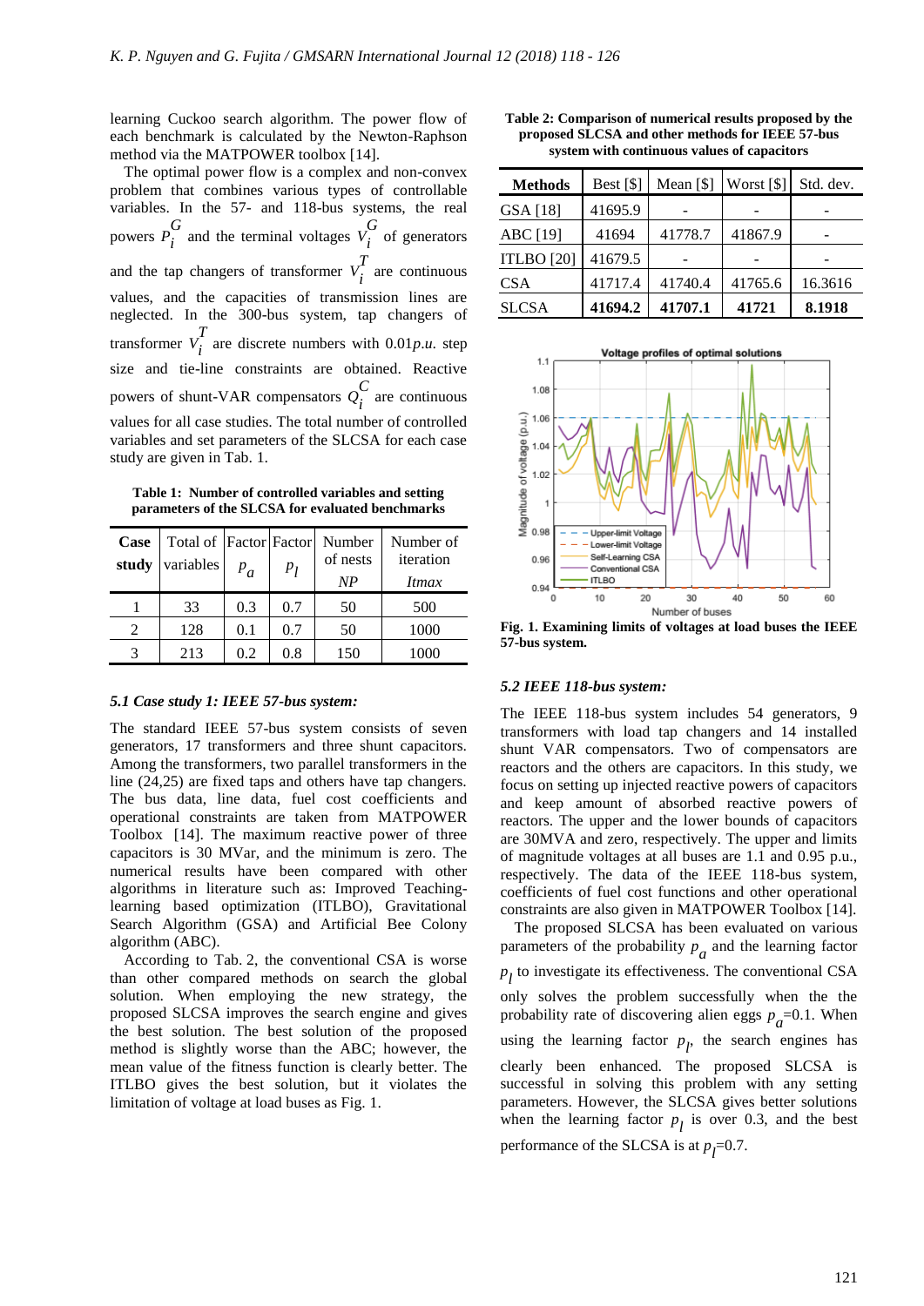learning Cuckoo search algorithm. The power flow of each benchmark is calculated by the Newton-Raphson method via the MATPOWER toolbox [14].

The optimal power flow is a complex and non-convex problem that combines various types of controllable variables. In the 57- and 118-bus systems, the real powers $P_i^G$ and the terminal voltages $V_i^G$ of generators and the tap changers of transformer $V_i^T$ are continuous values, and the capacities of transmission lines are neglected. In the 300-bus system, tap changers of transformer $V_i^T$ are discrete numbers with 0.01*p.u.* step size and tie-line constraints are obtained. Reactive powers of shunt-VAR compensators $Q_i^C$ are continuous values for all case studies. The total number of controlled variables and set parameters of the SLCSA for each case study are given in Tab. 1.

**Table 1: Number of controlled variables and setting parameters of the SLCSA for evaluated benchmarks**

| Case study | Total of variables | Factor $p_a$ | Factor $p_l$ | Number of nests *NP* | Number of iteration *Itmax* |
|---|---|---|---|---|---|
| 1 | 33 | 0.3 | 0.7 | 50 | 500 |
| 2 | 128 | 0.1 | 0.7 | 50 | 1000 |
| 3 | 213 | 0.2 | 0.8 | 150 | 1000 |

### *5.1 Case study 1: IEEE 57-bus system:*

The standard IEEE 57-bus system consists of seven generators, 17 transformers and three shunt capacitors. Among the transformers, two parallel transformers in the line (24,25) are fixed taps and others have tap changers. The bus data, line data, fuel cost coefficients and operational constraints are taken from MATPOWER Toolbox [14]. The maximum reactive power of three capacitors is 30 MVar, and the minimum is zero. The numerical results have been compared with other algorithms in literature such as: Improved Teaching-learning based optimization (ITLBO), Gravitational Search Algorithm (GSA) and Artificial Bee Colony algorithm (ABC).

According to Tab. 2, the conventional CSA is worse than other compared methods on search the global solution. When employing the new strategy, the proposed SLCSA improves the search engine and gives the best solution. The best solution of the proposed method is slightly worse than the ABC; however, the mean value of the fitness function is clearly better. The ITLBO gives the best solution, but it violates the limitation of voltage at load buses as Fig. 1.

**Table 2: Comparison of numerical results proposed by the proposed SLCSA and other methods for IEEE 57-bus system with continuous values of capacitors**

| Methods | Best [$] | Mean [$] | Worst [$] | Std. dev. |
|---|---|---|---|---|
| GSA [18] | 41695.9 | - | - | - |
| ABC [19] | 41694 | 41778.7 | 41867.9 | - |
| ITLBO [20] | 41679.5 | - | - | - |
| CSA | 41717.4 | 41740.4 | 41765.6 | 16.3616 |
| SLCSA | **41694.2** | **41707.1** | **41721** | **8.1918** |

**Fig. 1. Examining limits of voltages at load buses the IEEE 57-bus system.**

### *5.2 IEEE 118-bus system:*

The IEEE 118-bus system includes 54 generators, 9 transformers with load tap changers and 14 installed shunt VAR compensators. Two of compensators are reactors and the others are capacitors. In this study, we focus on setting up injected reactive powers of capacitors and keep amount of absorbed reactive powers of reactors. The upper and the lower bounds of capacitors are 30MVA and zero, respectively. The upper and limits of magnitude voltages at all buses are 1.1 and 0.95 p.u., respectively. The data of the IEEE 118-bus system, coefficients of fuel cost functions and other operational constraints are also given in MATPOWER Toolbox [14].

The proposed SLCSA has been evaluated on various parameters of the probability $p_a$ and the learning factor $p_l$ to investigate its effectiveness. The conventional CSA only solves the problem successfully when the the probability rate of discovering alien eggs $p_a$=0.1. When using the learning factor $p_l$, the search engines has clearly been enhanced. The proposed SLCSA is successful in solving this problem with any setting parameters. However, the SLCSA gives better solutions when the learning factor $p_l$ is over 0.3, and the best performance of the SLCSA is at $p_l$=0.7.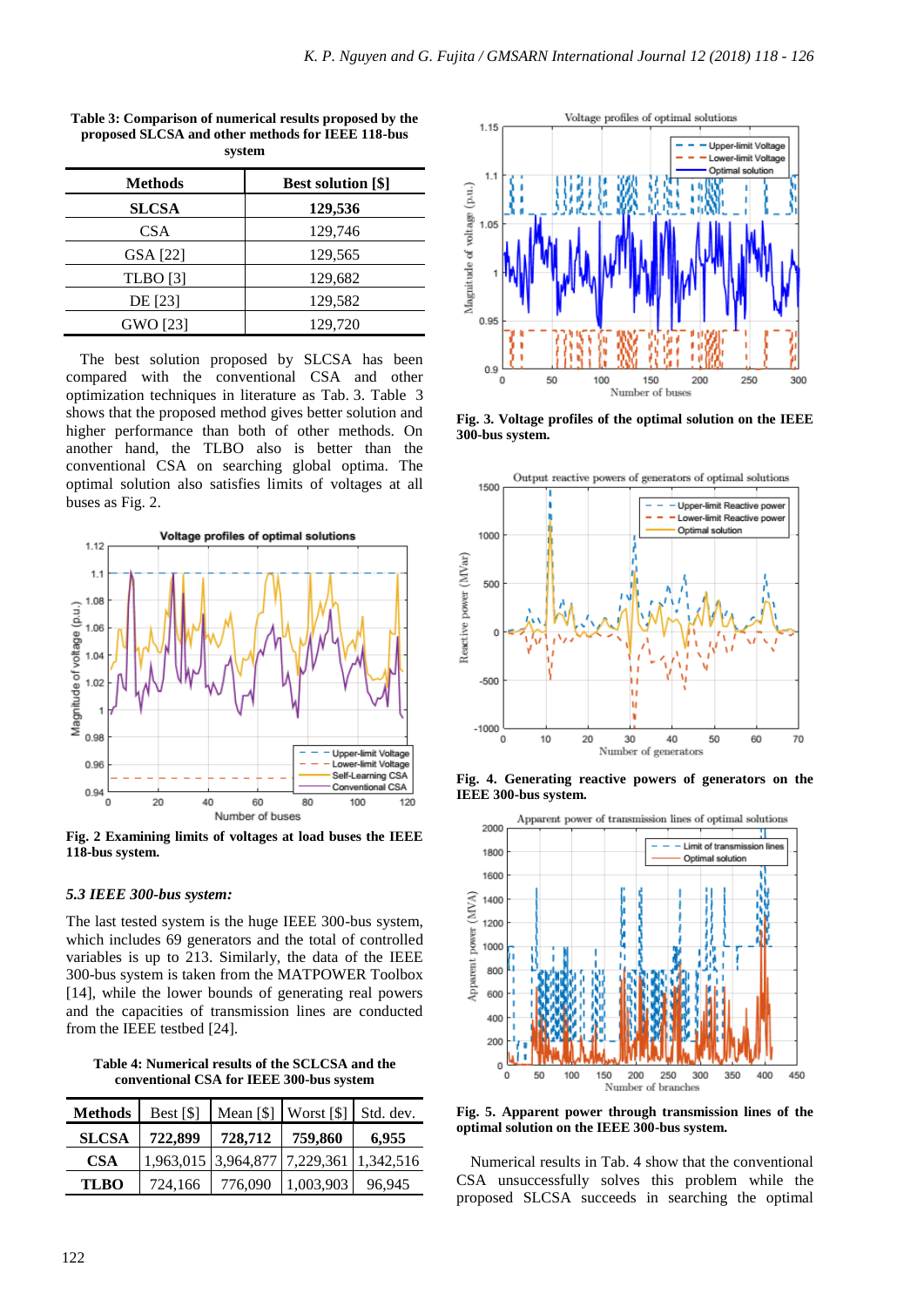**Table 3: Comparison of numerical results proposed by the proposed SLCSA and other methods for IEEE 118-bus system**

| Methods | Best solution [$] |
|---|---|
| **SLCSA** | **129,536** |
| CSA | 129,746 |
| GSA [22] | 129,565 |
| TLBO [3] | 129,682 |
| DE [23] | 129,582 |
| GWO [23] | 129,720 |

The best solution proposed by SLCSA has been compared with the conventional CSA and other optimization techniques in literature as Tab. 3. Table 3 shows that the proposed method gives better solution and higher performance than both of other methods. On another hand, the TLBO also is better than the conventional CSA on searching global optima. The optimal solution also satisfies limits of voltages at all buses as Fig. 2.

**Fig. 2 Examining limits of voltages at load buses the IEEE 118-bus system.**

### *5.3 IEEE 300-bus system:*

The last tested system is the huge IEEE 300-bus system, which includes 69 generators and the total of controlled variables is up to 213. Similarly, the data of the IEEE 300-bus system is taken from the MATPOWER Toolbox [14], while the lower bounds of generating real powers and the capacities of transmission lines are conducted from the IEEE testbed [24].

**Table 4: Numerical results of the SCLCSA and the conventional CSA for IEEE 300-bus system**

| Methods | Best [$] | Mean [$] | Worst [$] | Std. dev. |
|---|---|---|---|---|
| **SLCSA** | **722,899** | **728,712** | **759,860** | **6,955** |
| **CSA** | 1,963,015 | 3,964,877 | 7,229,361 | 1,342,516 |
| **TLBO** | 724,166 | 776,090 | 1,003,903 | 96,945 |

**Fig. 3. Voltage profiles of the optimal solution on the IEEE 300-bus system.**

**Fig. 4. Generating reactive powers of generators on the IEEE 300-bus system.**

**Fig. 5. Apparent power through transmission lines of the optimal solution on the IEEE 300-bus system.**

Numerical results in Tab. 4 show that the conventional CSA unsuccessfully solves this problem while the proposed SLCSA succeeds in searching the optimal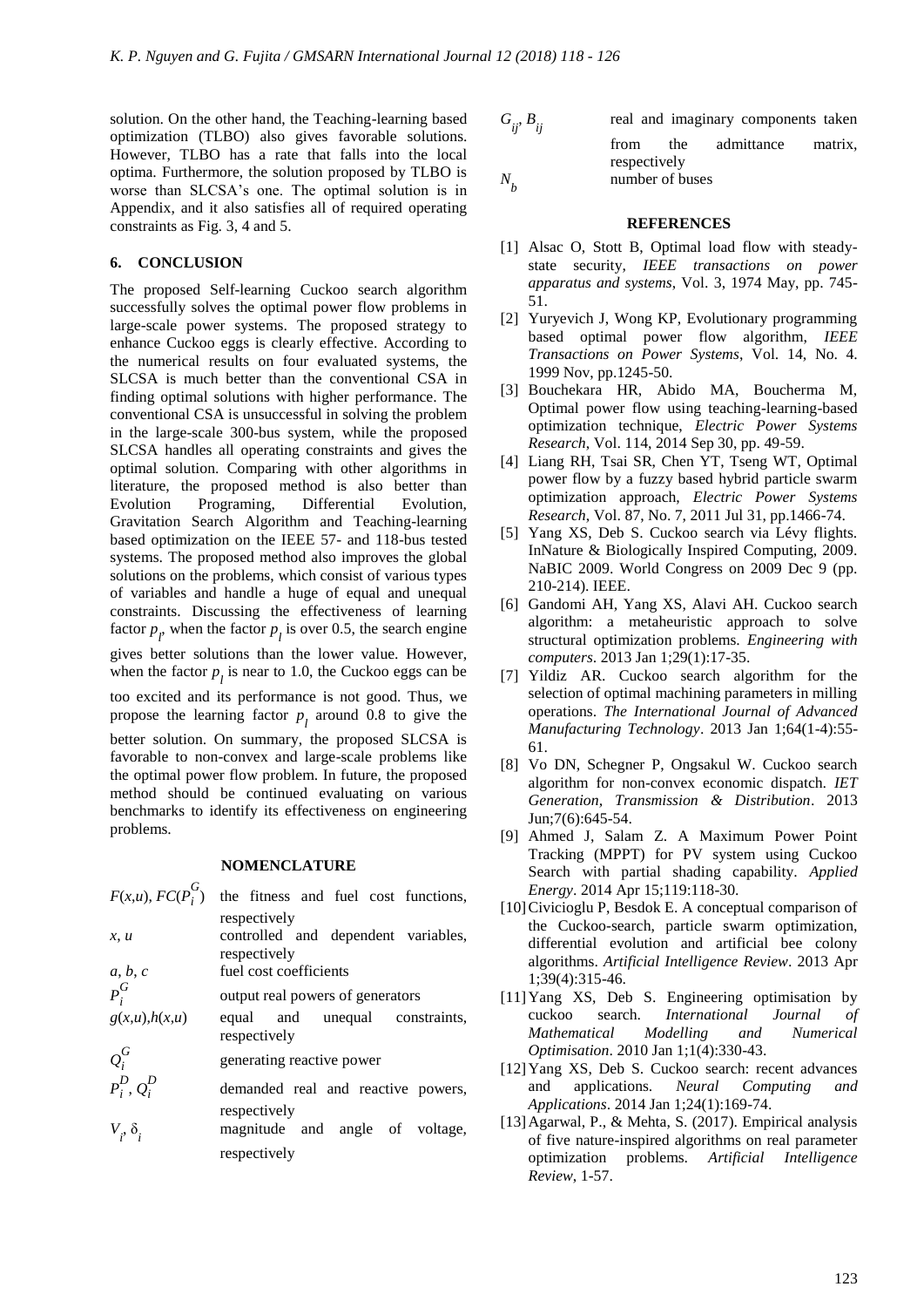solution. On the other hand, the Teaching-learning based optimization (TLBO) also gives favorable solutions. However, TLBO has a rate that falls into the local optima. Furthermore, the solution proposed by TLBO is worse than SLCSA's one. The optimal solution is in Appendix, and it also satisfies all of required operating constraints as Fig. 3, 4 and 5.

## 6. CONCLUSION

The proposed Self-learning Cuckoo search algorithm successfully solves the optimal power flow problems in large-scale power systems. The proposed strategy to enhance Cuckoo eggs is clearly effective. According to the numerical results on four evaluated systems, the SLCSA is much better than the conventional CSA in finding optimal solutions with higher performance. The conventional CSA is unsuccessful in solving the problem in the large-scale 300-bus system, while the proposed SLCSA handles all operating constraints and gives the optimal solution. Comparing with other algorithms in literature, the proposed method is also better than Evolution Programing, Differential Evolution, Gravitation Search Algorithm and Teaching-learning based optimization on the IEEE 57- and 118-bus tested systems. The proposed method also improves the global solutions on the problems, which consist of various types of variables and handle a huge of equal and unequal constraints. Discussing the effectiveness of learning factor $p_l$, when the factor $p_l$ is over 0.5, the search engine gives better solutions than the lower value. However, when the factor $p_l$ is near to 1.0, the Cuckoo eggs can be too excited and its performance is not good. Thus, we propose the learning factor $p_l$ around 0.8 to give the better solution. On summary, the proposed SLCSA is favorable to non-convex and large-scale problems like the optimal power flow problem. In future, the proposed method should be continued evaluating on various benchmarks to identify its effectiveness on engineering problems.

## NOMENCLATURE

| | |
|---|---|
| $F(x,u)$, $FC(P_i^G)$ | the fitness and fuel cost functions, respectively |
| $x$, $u$ | controlled and dependent variables, respectively |
| $a$, $b$, $c$ | fuel cost coefficients |
| $P_i^G$ | output real powers of generators |
| $g(x,u)$,$h(x,u)$ | equal and unequal constraints, respectively |
| $Q_i^G$ | generating reactive power |
| $P_i^D$, $Q_i^D$ | demanded real and reactive powers, respectively |
| $V_i$, $\delta_i$ | magnitude and angle of voltage, respectively |
| $G_{ij}$, $B_{ij}$ | real and imaginary components taken from the admittance matrix, respectively |
| $N_b$ | number of buses |

## REFERENCES

[1] Alsac O, Stott B, Optimal load flow with steady-state security, *IEEE transactions on power apparatus and systems*, Vol. 3, 1974 May, pp. 745-51.

[2] Yuryevich J, Wong KP, Evolutionary programming based optimal power flow algorithm, *IEEE Transactions on Power Systems*, Vol. 14, No. 4. 1999 Nov, pp.1245-50.

[3] Bouchekara HR, Abido MA, Boucherma M, Optimal power flow using teaching-learning-based optimization technique, *Electric Power Systems Research*, Vol. 114, 2014 Sep 30, pp. 49-59.

[4] Liang RH, Tsai SR, Chen YT, Tseng WT, Optimal power flow by a fuzzy based hybrid particle swarm optimization approach, *Electric Power Systems Research*, Vol. 87, No. 7, 2011 Jul 31, pp.1466-74.

[5] Yang XS, Deb S. Cuckoo search via Lévy flights. InNature & Biologically Inspired Computing, 2009. NaBIC 2009. World Congress on 2009 Dec 9 (pp. 210-214). IEEE.

[6] Gandomi AH, Yang XS, Alavi AH. Cuckoo search algorithm: a metaheuristic approach to solve structural optimization problems. *Engineering with computers*. 2013 Jan 1;29(1):17-35.

[7] Yildiz AR. Cuckoo search algorithm for the selection of optimal machining parameters in milling operations. *The International Journal of Advanced Manufacturing Technology*. 2013 Jan 1;64(1-4):55-61.

[8] Vo DN, Schegner P, Ongsakul W. Cuckoo search algorithm for non-convex economic dispatch. *IET Generation, Transmission & Distribution*. 2013 Jun;7(6):645-54.

[9] Ahmed J, Salam Z. A Maximum Power Point Tracking (MPPT) for PV system using Cuckoo Search with partial shading capability. *Applied Energy*. 2014 Apr 15;119:118-30.

[10] Civicioglu P, Besdok E. A conceptual comparison of the Cuckoo-search, particle swarm optimization, differential evolution and artificial bee colony algorithms. *Artificial Intelligence Review*. 2013 Apr 1;39(4):315-46.

[11] Yang XS, Deb S. Engineering optimisation by cuckoo search. *International Journal of Mathematical Modelling and Numerical Optimisation*. 2010 Jan 1;1(4):330-43.

[12] Yang XS, Deb S. Cuckoo search: recent advances and applications. *Neural Computing and Applications*. 2014 Jan 1;24(1):169-74.

[13] Agarwal, P., & Mehta, S. (2017). Empirical analysis of five nature-inspired algorithms on real parameter optimization problems. *Artificial Intelligence Review*, 1-57.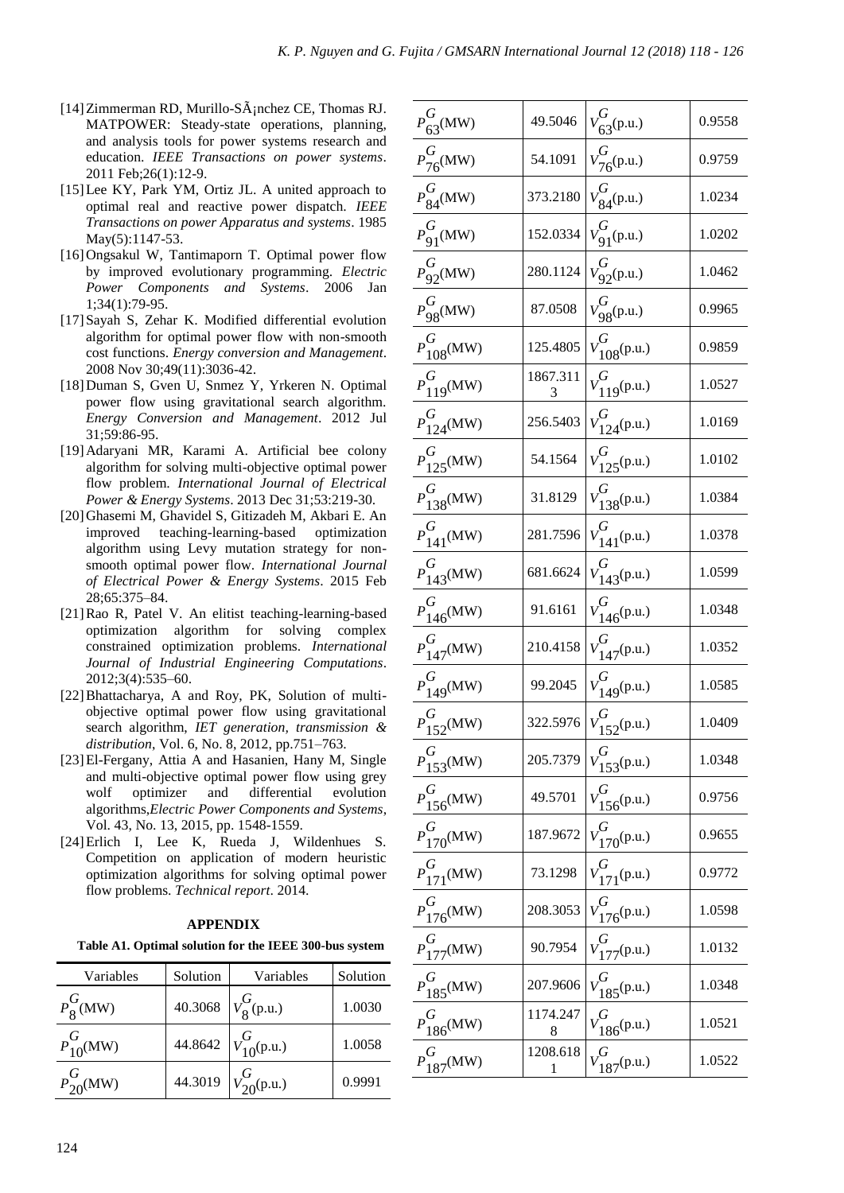[14] Zimmerman RD, Murillo-SÃ¡nchez CE, Thomas RJ. MATPOWER: Steady-state operations, planning, and analysis tools for power systems research and education. *IEEE Transactions on power systems*. 2011 Feb;26(1):12-9.

[15] Lee KY, Park YM, Ortiz JL. A united approach to optimal real and reactive power dispatch. *IEEE Transactions on power Apparatus and systems*. 1985 May(5):1147-53.

[16] Ongsakul W, Tantimaporn T. Optimal power flow by improved evolutionary programming. *Electric Power Components and Systems*. 2006 Jan 1;34(1):79-95.

[17] Sayah S, Zehar K. Modified differential evolution algorithm for optimal power flow with non-smooth cost functions. *Energy conversion and Management*. 2008 Nov 30;49(11):3036-42.

[18] Duman S, Gven U, Snmez Y, Yrkeren N. Optimal power flow using gravitational search algorithm. *Energy Conversion and Management*. 2012 Jul 31;59:86-95.

[19] Adaryani MR, Karami A. Artificial bee colony algorithm for solving multi-objective optimal power flow problem. *International Journal of Electrical Power & Energy Systems*. 2013 Dec 31;53:219-30.

[20] Ghasemi M, Ghavidel S, Gitizadeh M, Akbari E. An improved teaching-learning-based optimization algorithm using Levy mutation strategy for non-smooth optimal power flow. *International Journal of Electrical Power & Energy Systems*. 2015 Feb 28;65:375–84.

[21] Rao R, Patel V. An elitist teaching-learning-based optimization algorithm for solving complex constrained optimization problems. *International Journal of Industrial Engineering Computations*. 2012;3(4):535–60.

[22] Bhattacharya, A and Roy, PK, Solution of multi-objective optimal power flow using gravitational search algorithm, *IET generation, transmission & distribution*, Vol. 6, No. 8, 2012, pp.751–763.

[23] El-Fergany, Attia A and Hasanien, Hany M, Single and multi-objective optimal power flow using grey wolf optimizer and differential evolution algorithms,*Electric Power Components and Systems*, Vol. 43, No. 13, 2015, pp. 1548-1559.

[24] Erlich I, Lee K, Rueda J, Wildenhues S. Competition on application of modern heuristic optimization algorithms for solving optimal power flow problems. *Technical report*. 2014.

## APPENDIX

**Table A1. Optimal solution for the IEEE 300-bus system**

| Variables | Solution | Variables | Solution |
|---|---|---|---|
| $P_{8}^{G}$(MW) | 40.3068 | $V_{8}^{G}$(p.u.) | 1.0030 |
| $P_{10}^{G}$(MW) | 44.8642 | $V_{10}^{G}$(p.u.) | 1.0058 |
| $P_{20}^{G}$(MW) | 44.3019 | $V_{20}^{G}$(p.u.) | 0.9991 |
| $P_{63}^{G}$(MW) | 49.5046 | $V_{63}^{G}$(p.u.) | 0.9558 |
| $P_{76}^{G}$(MW) | 54.1091 | $V_{76}^{G}$(p.u.) | 0.9759 |
| $P_{84}^{G}$(MW) | 373.2180 | $V_{84}^{G}$(p.u.) | 1.0234 |
| $P_{91}^{G}$(MW) | 152.0334 | $V_{91}^{G}$(p.u.) | 1.0202 |
| $P_{92}^{G}$(MW) | 280.1124 | $V_{92}^{G}$(p.u.) | 1.0462 |
| $P_{98}^{G}$(MW) | 87.0508 | $V_{98}^{G}$(p.u.) | 0.9965 |
| $P_{108}^{G}$(MW) | 125.4805 | $V_{108}^{G}$(p.u.) | 0.9859 |
| $P_{119}^{G}$(MW) | 1867.3113 | $V_{119}^{G}$(p.u.) | 1.0527 |
| $P_{124}^{G}$(MW) | 256.5403 | $V_{124}^{G}$(p.u.) | 1.0169 |
| $P_{125}^{G}$(MW) | 54.1564 | $V_{125}^{G}$(p.u.) | 1.0102 |
| $P_{138}^{G}$(MW) | 31.8129 | $V_{138}^{G}$(p.u.) | 1.0384 |
| $P_{141}^{G}$(MW) | 281.7596 | $V_{141}^{G}$(p.u.) | 1.0378 |
| $P_{143}^{G}$(MW) | 681.6624 | $V_{143}^{G}$(p.u.) | 1.0599 |
| $P_{146}^{G}$(MW) | 91.6161 | $V_{146}^{G}$(p.u.) | 1.0348 |
| $P_{147}^{G}$(MW) | 210.4158 | $V_{147}^{G}$(p.u.) | 1.0352 |
| $P_{149}^{G}$(MW) | 99.2045 | $V_{149}^{G}$(p.u.) | 1.0585 |
| $P_{152}^{G}$(MW) | 322.5976 | $V_{152}^{G}$(p.u.) | 1.0409 |
| $P_{153}^{G}$(MW) | 205.7379 | $V_{153}^{G}$(p.u.) | 1.0348 |
| $P_{156}^{G}$(MW) | 49.5701 | $V_{156}^{G}$(p.u.) | 0.9756 |
| $P_{170}^{G}$(MW) | 187.9672 | $V_{170}^{G}$(p.u.) | 0.9655 |
| $P_{171}^{G}$(MW) | 73.1298 | $V_{171}^{G}$(p.u.) | 0.9772 |
| $P_{176}^{G}$(MW) | 208.3053 | $V_{176}^{G}$(p.u.) | 1.0598 |
| $P_{177}^{G}$(MW) | 90.7954 | $V_{177}^{G}$(p.u.) | 1.0132 |
| $P_{185}^{G}$(MW) | 207.9606 | $V_{185}^{G}$(p.u.) | 1.0348 |
| $P_{186}^{G}$(MW) | 1174.2478 | $V_{186}^{G}$(p.u.) | 1.0521 |
| $P_{187}^{G}$(MW) | 1208.6181 | $V_{187}^{G}$(p.u.) | 1.0522 |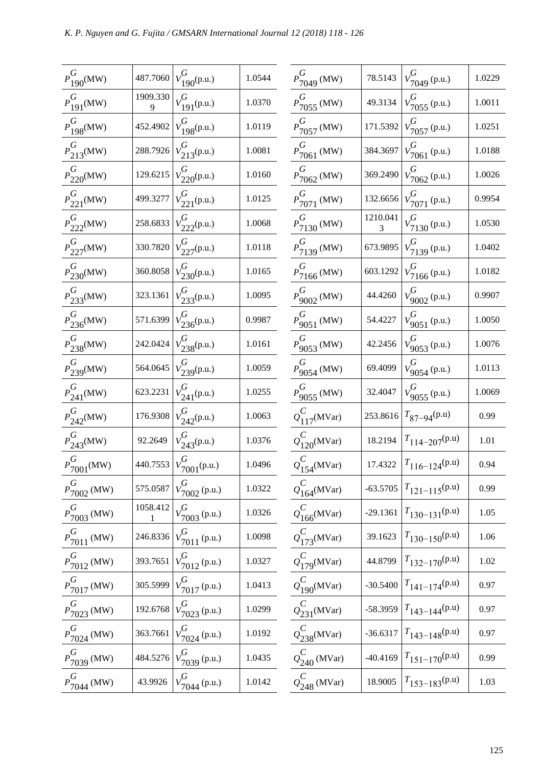| $P_{190}^{G}$(MW) | 487.7060 | $V_{190}^{G}$(p.u.) | 1.0544 |
|---|---|---|---|
| $P_{191}^{G}$(MW) | 1909.3309 | $V_{191}^{G}$(p.u.) | 1.0370 |
| $P_{198}^{G}$(MW) | 452.4902 | $V_{198}^{G}$(p.u.) | 1.0119 |
| $P_{213}^{G}$(MW) | 288.7926 | $V_{213}^{G}$(p.u.) | 1.0081 |
| $P_{220}^{G}$(MW) | 129.6215 | $V_{220}^{G}$(p.u.) | 1.0160 |
| $P_{221}^{G}$(MW) | 499.3277 | $V_{221}^{G}$(p.u.) | 1.0125 |
| $P_{222}^{G}$(MW) | 258.6833 | $V_{222}^{G}$(p.u.) | 1.0068 |
| $P_{227}^{G}$(MW) | 330.7820 | $V_{227}^{G}$(p.u.) | 1.0118 |
| $P_{230}^{G}$(MW) | 360.8058 | $V_{230}^{G}$(p.u.) | 1.0165 |
| $P_{233}^{G}$(MW) | 323.1361 | $V_{233}^{G}$(p.u.) | 1.0095 |
| $P_{236}^{G}$(MW) | 571.6399 | $V_{236}^{G}$(p.u.) | 0.9987 |
| $P_{238}^{G}$(MW) | 242.0424 | $V_{238}^{G}$(p.u.) | 1.0161 |
| $P_{239}^{G}$(MW) | 564.0645 | $V_{239}^{G}$(p.u.) | 1.0059 |
| $P_{241}^{G}$(MW) | 623.2231 | $V_{241}^{G}$(p.u.) | 1.0255 |
| $P_{242}^{G}$(MW) | 176.9308 | $V_{242}^{G}$(p.u.) | 1.0063 |
| $P_{243}^{G}$(MW) | 92.2649 | $V_{243}^{G}$(p.u.) | 1.0376 |
| $P_{7001}^{G}$(MW) | 440.7553 | $V_{7001}^{G}$(p.u.) | 1.0496 |
| $P_{7002}^{G}$ (MW) | 575.0587 | $V_{7002}^{G}$ (p.u.) | 1.0322 |
| $P_{7003}^{G}$ (MW) | 1058.4121 | $V_{7003}^{G}$ (p.u.) | 1.0326 |
| $P_{7011}^{G}$ (MW) | 246.8336 | $V_{7011}^{G}$ (p.u.) | 1.0098 |
| $P_{7012}^{G}$ (MW) | 393.7651 | $V_{7012}^{G}$ (p.u.) | 1.0327 |
| $P_{7017}^{G}$ (MW) | 305.5999 | $V_{7017}^{G}$ (p.u.) | 1.0413 |
| $P_{7023}^{G}$ (MW) | 192.6768 | $V_{7023}^{G}$ (p.u.) | 1.0299 |
| $P_{7024}^{G}$ (MW) | 363.7661 | $V_{7024}^{G}$ (p.u.) | 1.0192 |
| $P_{7039}^{G}$ (MW) | 484.5276 | $V_{7039}^{G}$ (p.u.) | 1.0435 |
| $P_{7044}^{G}$ (MW) | 43.9926 | $V_{7044}^{G}$ (p.u.) | 1.0142 |
| $P_{7049}^{G}$ (MW) | 78.5143 | $V_{7049}^{G}$ (p.u.) | 1.0229 |
| $P_{7055}^{G}$ (MW) | 49.3134 | $V_{7055}^{G}$ (p.u.) | 1.0011 |
| $P_{7057}^{G}$ (MW) | 171.5392 | $V_{7057}^{G}$ (p.u.) | 1.0251 |
| $P_{7061}^{G}$ (MW) | 384.3697 | $V_{7061}^{G}$ (p.u.) | 1.0188 |
| $P_{7062}^{G}$ (MW) | 369.2490 | $V_{7062}^{G}$ (p.u.) | 1.0026 |
| $P_{7071}^{G}$ (MW) | 132.6656 | $V_{7071}^{G}$ (p.u.) | 0.9954 |
| $P_{7130}^{G}$ (MW) | 1210.0413 | $V_{7130}^{G}$ (p.u.) | 1.0530 |
| $P_{7139}^{G}$ (MW) | 673.9895 | $V_{7139}^{G}$ (p.u.) | 1.0402 |
| $P_{7166}^{G}$ (MW) | 603.1292 | $V_{7166}^{G}$ (p.u.) | 1.0182 |
| $P_{9002}^{G}$ (MW) | 44.4260 | $V_{9002}^{G}$ (p.u.) | 0.9907 |
| $P_{9051}^{G}$ (MW) | 54.4227 | $V_{9051}^{G}$ (p.u.) | 1.0050 |
| $P_{9053}^{G}$ (MW) | 42.2456 | $V_{9053}^{G}$ (p.u.) | 1.0076 |
| $P_{9054}^{G}$ (MW) | 69.4099 | $V_{9054}^{G}$ (p.u.) | 1.0113 |
| $P_{9055}^{G}$ (MW) | 32.4047 | $V_{9055}^{G}$ (p.u.) | 1.0069 |
| $Q_{117}^{C}$(MVar) | 253.8616 | $T_{87-94}$(p.u) | 0.99 |
| $Q_{120}^{C}$(MVar) | 18.2194 | $T_{114-207}$(p.u) | 1.01 |
| $Q_{154}^{C}$(MVar) | 17.4322 | $T_{116-124}$(p.u) | 0.94 |
| $Q_{164}^{C}$(MVar) | -63.5705 | $T_{121-115}$(p.u) | 0.99 |
| $Q_{166}^{C}$(MVar) | -29.1361 | $T_{130-131}$(p.u) | 1.05 |
| $Q_{173}^{C}$(MVar) | 39.1623 | $T_{130-150}$(p.u) | 1.06 |
| $Q_{179}^{C}$(MVar) | 44.8799 | $T_{132-170}$(p.u) | 1.02 |
| $Q_{190}^{C}$(MVar) | -30.5400 | $T_{141-174}$(p.u) | 0.97 |
| $Q_{231}^{C}$(MVar) | -58.3959 | $T_{143-144}$(p.u) | 0.97 |
| $Q_{238}^{C}$(MVar) | -36.6317 | $T_{143-148}$(p.u) | 0.97 |
| $Q_{240}^{C}$ (MVar) | -40.4169 | $T_{151-170}$(p.u) | 0.99 |
| $Q_{248}^{C}$ (MVar) | 18.9005 | $T_{153-183}$(p.u) | 1.03 |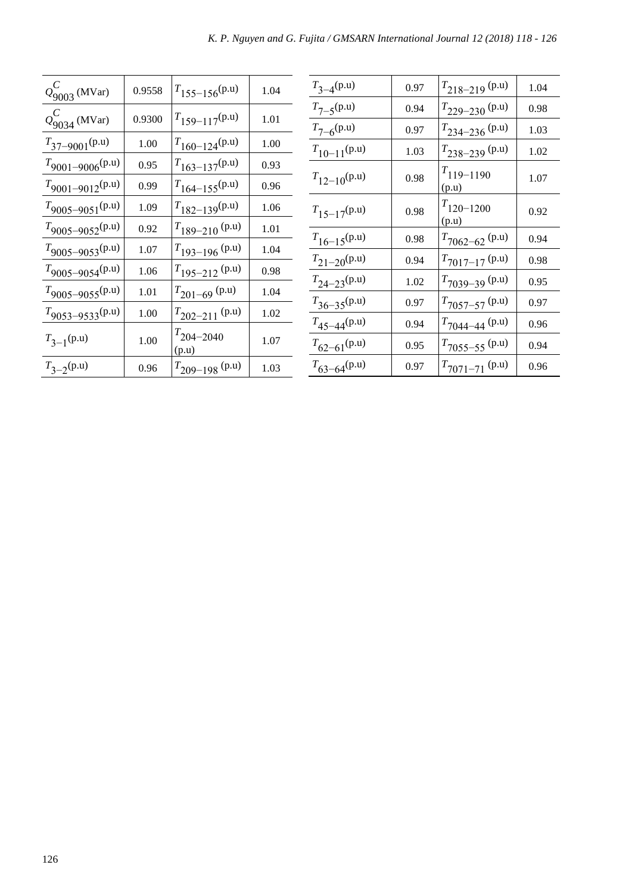| | | | |
|---|---|---|---|
| $Q^{C}_{9003}$ (MVar) | 0.9558 | $T_{155-156}$(p.u) | 1.04 |
| $Q^{C}_{9034}$ (MVar) | 0.9300 | $T_{159-117}$(p.u) | 1.01 |
| $T_{37-9001}$(p.u) | 1.00 | $T_{160-124}$(p.u) | 1.00 |
| $T_{9001-9006}$(p.u) | 0.95 | $T_{163-137}$(p.u) | 0.93 |
| $T_{9001-9012}$(p.u) | 0.99 | $T_{164-155}$(p.u) | 0.96 |
| $T_{9005-9051}$(p.u) | 1.09 | $T_{182-139}$(p.u) | 1.06 |
| $T_{9005-9052}$(p.u) | 0.92 | $T_{189-210}$ (p.u) | 1.01 |
| $T_{9005-9053}$(p.u) | 1.07 | $T_{193-196}$ (p.u) | 1.04 |
| $T_{9005-9054}$(p.u) | 1.06 | $T_{195-212}$ (p.u) | 0.98 |
| $T_{9005-9055}$(p.u) | 1.01 | $T_{201-69}$ (p.u) | 1.04 |
| $T_{9053-9533}$(p.u) | 1.00 | $T_{202-211}$ (p.u) | 1.02 |
| $T_{3-1}$(p.u) | 1.00 | $T_{204-2040}$ (p.u) | 1.07 |
| $T_{3-2}$(p.u) | 0.96 | $T_{209-198}$ (p.u) | 1.03 |
| $T_{3-4}$(p.u) | 0.97 | $T_{218-219}$ (p.u) | 1.04 |
| $T_{7-5}$(p.u) | 0.94 | $T_{229-230}$ (p.u) | 0.98 |
| $T_{7-6}$(p.u) | 0.97 | $T_{234-236}$ (p.u) | 1.03 |
| $T_{10-11}$(p.u) | 1.03 | $T_{238-239}$ (p.u) | 1.02 |
| $T_{12-10}$(p.u) | 0.98 | $T_{119-1190}$ (p.u) | 1.07 |
| $T_{15-17}$(p.u) | 0.98 | $T_{120-1200}$ (p.u) | 0.92 |
| $T_{16-15}$(p.u) | 0.98 | $T_{7062-62}$ (p.u) | 0.94 |
| $T_{21-20}$(p.u) | 0.94 | $T_{7017-17}$ (p.u) | 0.98 |
| $T_{24-23}$(p.u) | 1.02 | $T_{7039-39}$ (p.u) | 0.95 |
| $T_{36-35}$(p.u) | 0.97 | $T_{7057-57}$ (p.u) | 0.97 |
| $T_{45-44}$(p.u) | 0.94 | $T_{7044-44}$ (p.u) | 0.96 |
| $T_{62-61}$(p.u) | 0.95 | $T_{7055-55}$ (p.u) | 0.94 |
| $T_{63-64}$(p.u) | 0.97 | $T_{7071-71}$ (p.u) | 0.96 |